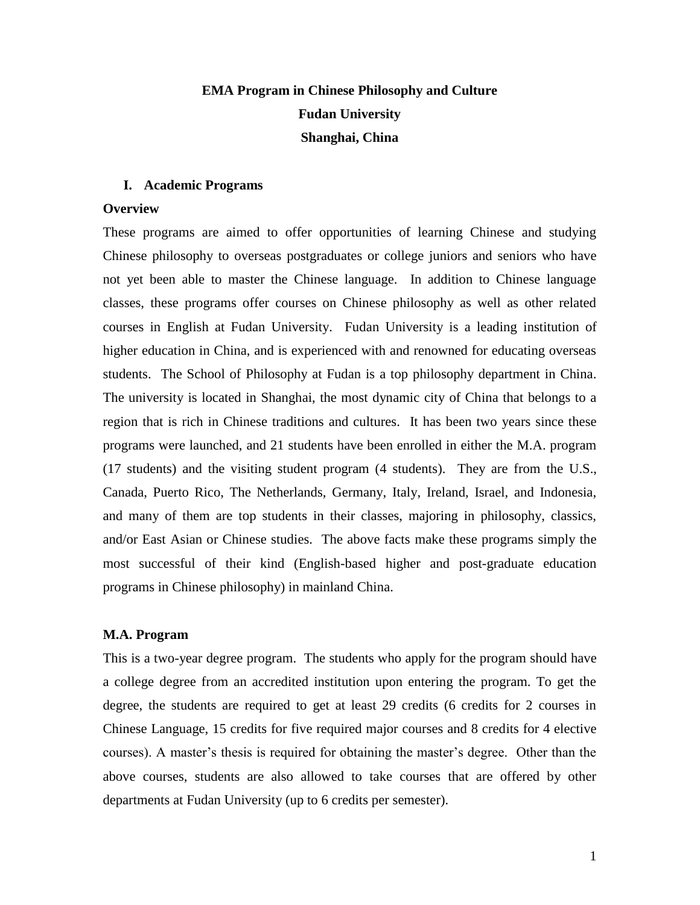# EMA Program in Chinese Philosophy and Culture
# Fudan University
# Shanghai, China

## I. Academic Programs

### Overview

These programs are aimed to offer opportunities of learning Chinese and studying Chinese philosophy to overseas postgraduates or college juniors and seniors who have not yet been able to master the Chinese language. In addition to Chinese language classes, these programs offer courses on Chinese philosophy as well as other related courses in English at Fudan University. Fudan University is a leading institution of higher education in China, and is experienced with and renowned for educating overseas students. The School of Philosophy at Fudan is a top philosophy department in China. The university is located in Shanghai, the most dynamic city of China that belongs to a region that is rich in Chinese traditions and cultures. It has been two years since these programs were launched, and 21 students have been enrolled in either the M.A. program (17 students) and the visiting student program (4 students). They are from the U.S., Canada, Puerto Rico, The Netherlands, Germany, Italy, Ireland, Israel, and Indonesia, and many of them are top students in their classes, majoring in philosophy, classics, and/or East Asian or Chinese studies. The above facts make these programs simply the most successful of their kind (English-based higher and post-graduate education programs in Chinese philosophy) in mainland China.

### M.A. Program

This is a two-year degree program. The students who apply for the program should have a college degree from an accredited institution upon entering the program. To get the degree, the students are required to get at least 29 credits (6 credits for 2 courses in Chinese Language, 15 credits for five required major courses and 8 credits for 4 elective courses). A master's thesis is required for obtaining the master's degree. Other than the above courses, students are also allowed to take courses that are offered by other departments at Fudan University (up to 6 credits per semester).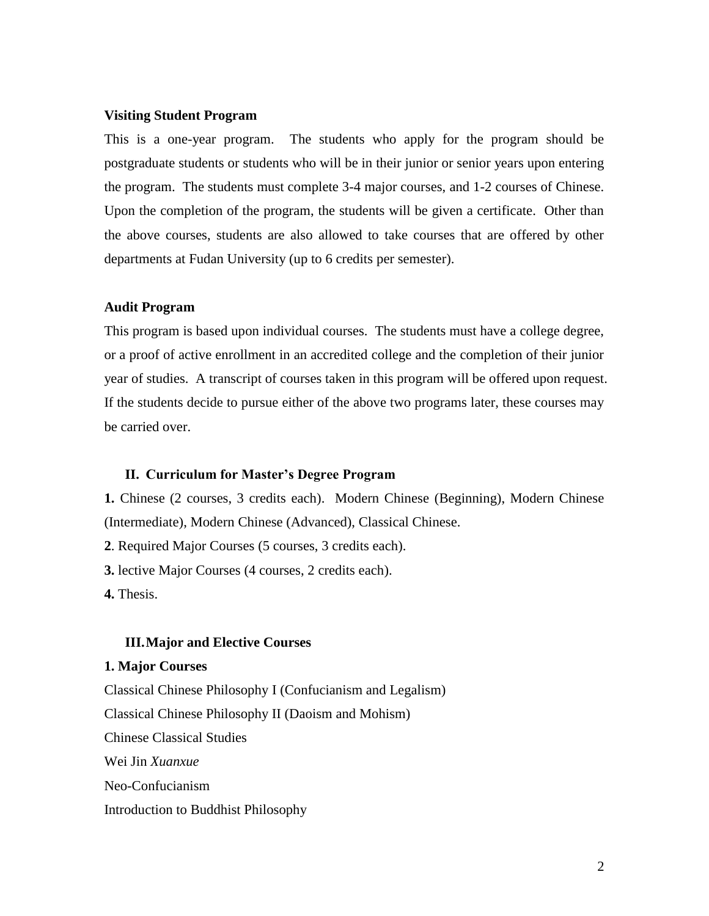**Visiting Student Program**

This is a one-year program. The students who apply for the program should be postgraduate students or students who will be in their junior or senior years upon entering the program. The students must complete 3-4 major courses, and 1-2 courses of Chinese. Upon the completion of the program, the students will be given a certificate. Other than the above courses, students are also allowed to take courses that are offered by other departments at Fudan University (up to 6 credits per semester).

**Audit Program**

This program is based upon individual courses. The students must have a college degree, or a proof of active enrollment in an accredited college and the completion of their junior year of studies. A transcript of courses taken in this program will be offered upon request. If the students decide to pursue either of the above two programs later, these courses may be carried over.

## II. Curriculum for Master's Degree Program

**1.** Chinese (2 courses, 3 credits each). Modern Chinese (Beginning), Modern Chinese (Intermediate), Modern Chinese (Advanced), Classical Chinese.

**2**. Required Major Courses (5 courses, 3 credits each).

**3.** lective Major Courses (4 courses, 2 credits each).

**4.** Thesis.

## III. Major and Elective Courses

**1. Major Courses**

Classical Chinese Philosophy I (Confucianism and Legalism)

Classical Chinese Philosophy II (Daoism and Mohism)

Chinese Classical Studies

Wei Jin *Xuanxue*

Neo-Confucianism

Introduction to Buddhist Philosophy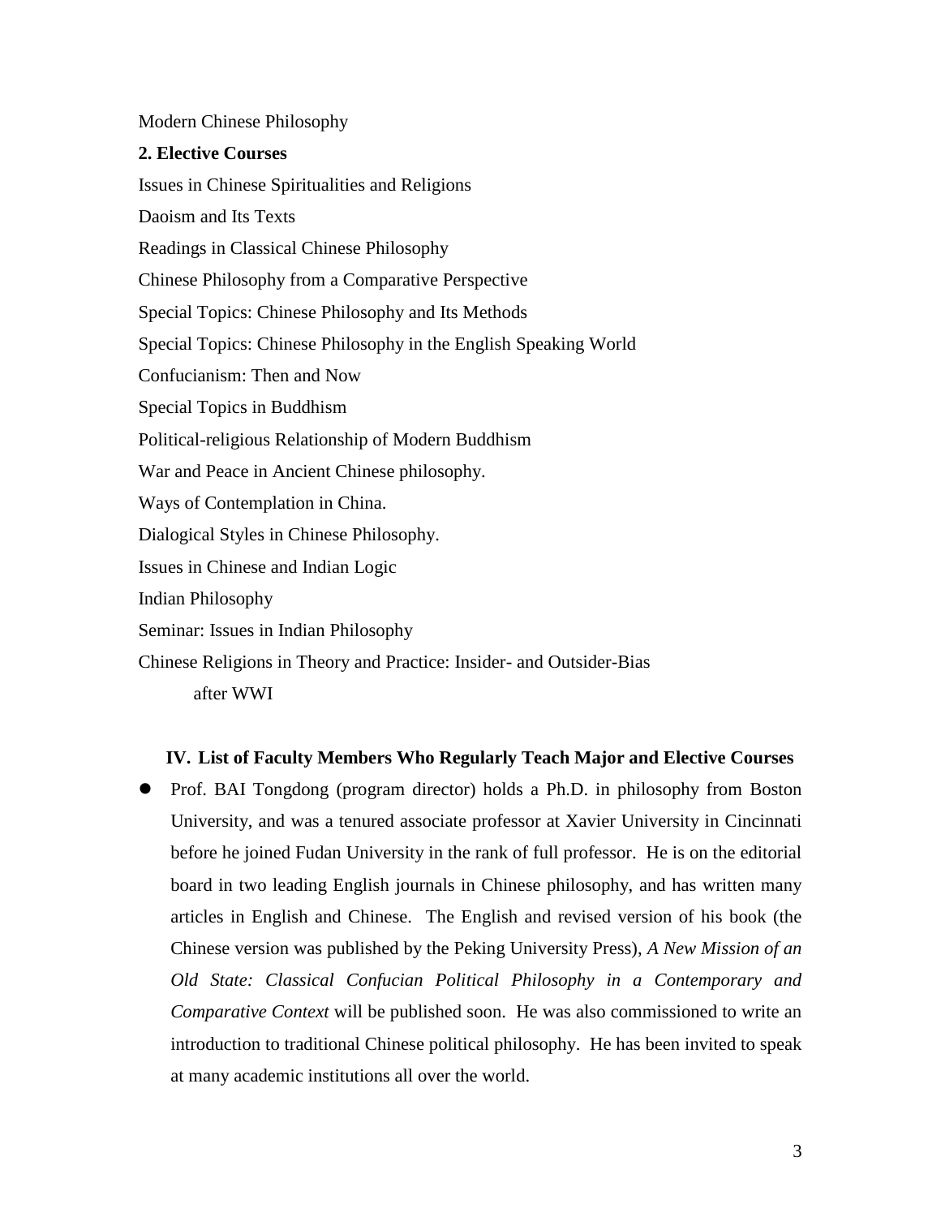Modern Chinese Philosophy

**2. Elective Courses**

Issues in Chinese Spiritualities and Religions

Daoism and Its Texts

Readings in Classical Chinese Philosophy

Chinese Philosophy from a Comparative Perspective

Special Topics: Chinese Philosophy and Its Methods

Special Topics: Chinese Philosophy in the English Speaking World

Confucianism: Then and Now

Special Topics in Buddhism

Political-religious Relationship of Modern Buddhism

War and Peace in Ancient Chinese philosophy.

Ways of Contemplation in China.

Dialogical Styles in Chinese Philosophy.

Issues in Chinese and Indian Logic

Indian Philosophy

Seminar: Issues in Indian Philosophy

Chinese Religions in Theory and Practice: Insider- and Outsider-Bias after WWI

## IV. List of Faculty Members Who Regularly Teach Major and Elective Courses

- Prof. BAI Tongdong (program director) holds a Ph.D. in philosophy from Boston University, and was a tenured associate professor at Xavier University in Cincinnati before he joined Fudan University in the rank of full professor. He is on the editorial board in two leading English journals in Chinese philosophy, and has written many articles in English and Chinese. The English and revised version of his book (the Chinese version was published by the Peking University Press), *A New Mission of an Old State: Classical Confucian Political Philosophy in a Contemporary and Comparative Context* will be published soon. He was also commissioned to write an introduction to traditional Chinese political philosophy. He has been invited to speak at many academic institutions all over the world.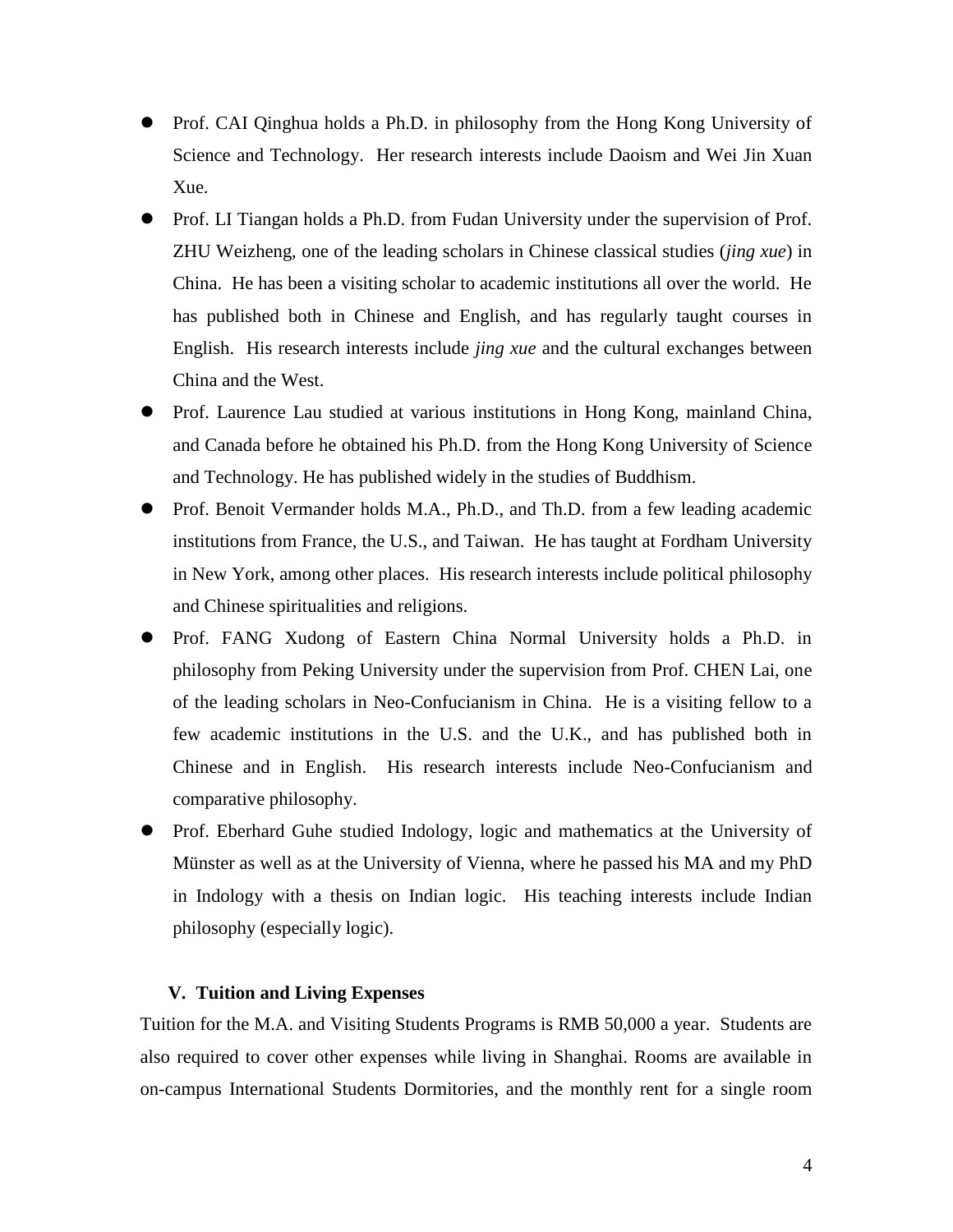- Prof. CAI Qinghua holds a Ph.D. in philosophy from the Hong Kong University of Science and Technology. Her research interests include Daoism and Wei Jin Xuan Xue.
- Prof. LI Tiangan holds a Ph.D. from Fudan University under the supervision of Prof. ZHU Weizheng, one of the leading scholars in Chinese classical studies (*jing xue*) in China. He has been a visiting scholar to academic institutions all over the world. He has published both in Chinese and English, and has regularly taught courses in English. His research interests include *jing xue* and the cultural exchanges between China and the West.
- Prof. Laurence Lau studied at various institutions in Hong Kong, mainland China, and Canada before he obtained his Ph.D. from the Hong Kong University of Science and Technology. He has published widely in the studies of Buddhism.
- Prof. Benoit Vermander holds M.A., Ph.D., and Th.D. from a few leading academic institutions from France, the U.S., and Taiwan. He has taught at Fordham University in New York, among other places. His research interests include political philosophy and Chinese spiritualities and religions.
- Prof. FANG Xudong of Eastern China Normal University holds a Ph.D. in philosophy from Peking University under the supervision from Prof. CHEN Lai, one of the leading scholars in Neo-Confucianism in China. He is a visiting fellow to a few academic institutions in the U.S. and the U.K., and has published both in Chinese and in English. His research interests include Neo-Confucianism and comparative philosophy.
- Prof. Eberhard Guhe studied Indology, logic and mathematics at the University of Münster as well as at the University of Vienna, where he passed his MA and my PhD in Indology with a thesis on Indian logic. His teaching interests include Indian philosophy (especially logic).

## V. Tuition and Living Expenses

Tuition for the M.A. and Visiting Students Programs is RMB 50,000 a year. Students are also required to cover other expenses while living in Shanghai. Rooms are available in on-campus International Students Dormitories, and the monthly rent for a single room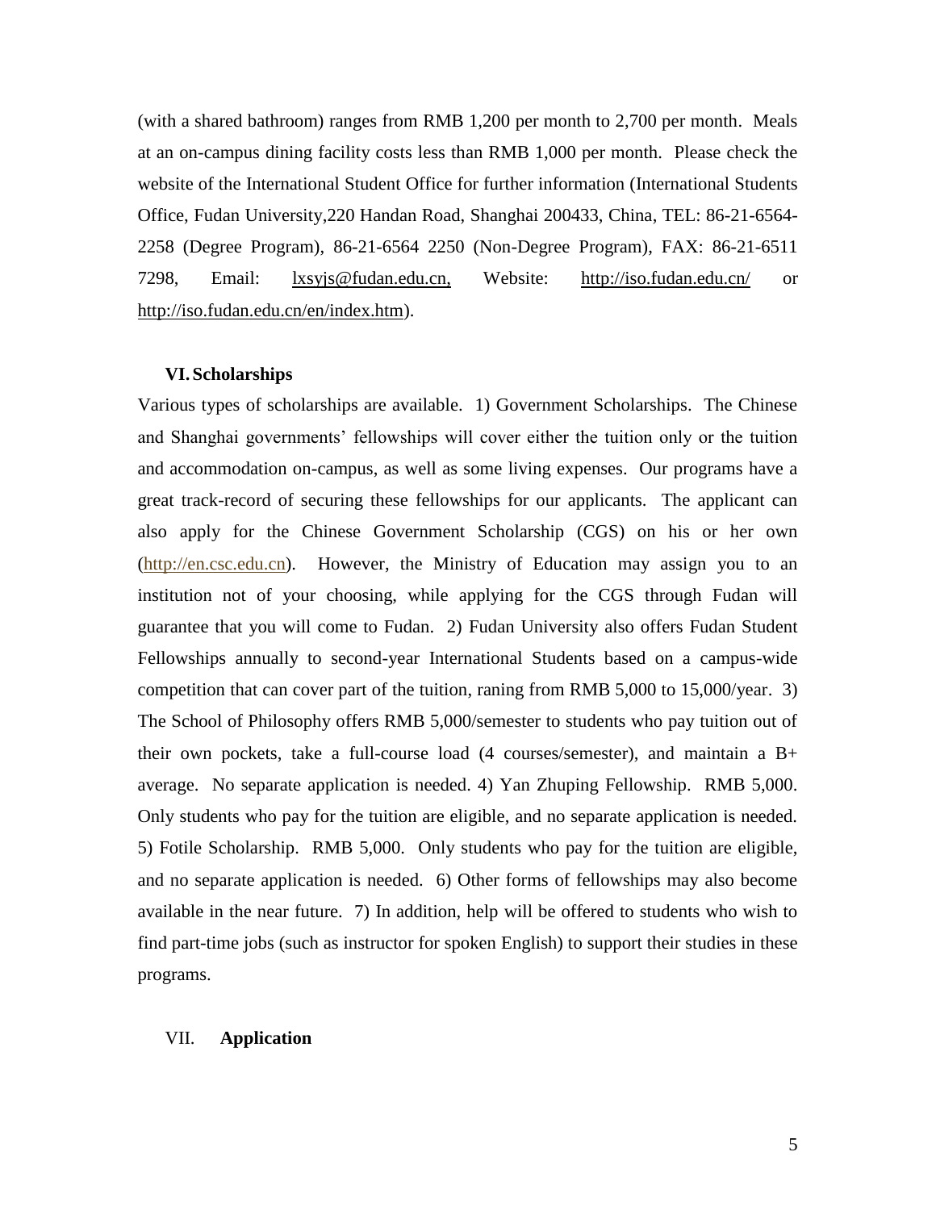(with a shared bathroom) ranges from RMB 1,200 per month to 2,700 per month. Meals at an on-campus dining facility costs less than RMB 1,000 per month. Please check the website of the International Student Office for further information (International Students Office, Fudan University,220 Handan Road, Shanghai 200433, China, TEL: 86-21-6564-2258 (Degree Program), 86-21-6564 2250 (Non-Degree Program), FAX: 86-21-6511 7298, Email: lxsyjs@fudan.edu.cn, Website: http://iso.fudan.edu.cn/ or http://iso.fudan.edu.cn/en/index.htm).

## VI. Scholarships

Various types of scholarships are available. 1) Government Scholarships. The Chinese and Shanghai governments' fellowships will cover either the tuition only or the tuition and accommodation on-campus, as well as some living expenses. Our programs have a great track-record of securing these fellowships for our applicants. The applicant can also apply for the Chinese Government Scholarship (CGS) on his or her own (http://en.csc.edu.cn). However, the Ministry of Education may assign you to an institution not of your choosing, while applying for the CGS through Fudan will guarantee that you will come to Fudan. 2) Fudan University also offers Fudan Student Fellowships annually to second-year International Students based on a campus-wide competition that can cover part of the tuition, raning from RMB 5,000 to 15,000/year. 3) The School of Philosophy offers RMB 5,000/semester to students who pay tuition out of their own pockets, take a full-course load (4 courses/semester), and maintain a B+ average. No separate application is needed. 4) Yan Zhuping Fellowship. RMB 5,000. Only students who pay for the tuition are eligible, and no separate application is needed. 5) Fotile Scholarship. RMB 5,000. Only students who pay for the tuition are eligible, and no separate application is needed. 6) Other forms of fellowships may also become available in the near future. 7) In addition, help will be offered to students who wish to find part-time jobs (such as instructor for spoken English) to support their studies in these programs.

## VII. Application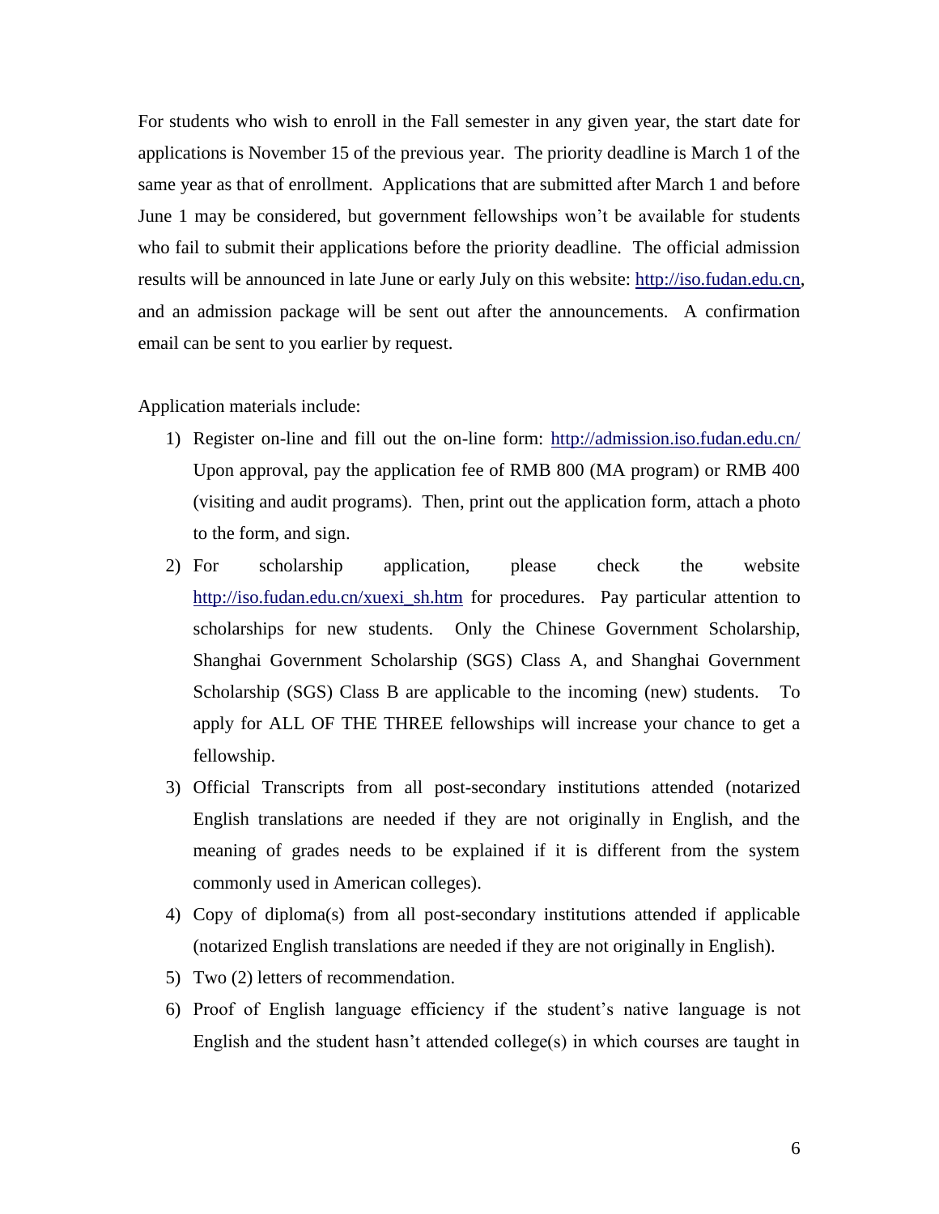For students who wish to enroll in the Fall semester in any given year, the start date for applications is November 15 of the previous year. The priority deadline is March 1 of the same year as that of enrollment. Applications that are submitted after March 1 and before June 1 may be considered, but government fellowships won't be available for students who fail to submit their applications before the priority deadline. The official admission results will be announced in late June or early July on this website: http://iso.fudan.edu.cn, and an admission package will be sent out after the announcements. A confirmation email can be sent to you earlier by request.

Application materials include:

1) Register on-line and fill out the on-line form: http://admission.iso.fudan.edu.cn/ Upon approval, pay the application fee of RMB 800 (MA program) or RMB 400 (visiting and audit programs). Then, print out the application form, attach a photo to the form, and sign.
2) For scholarship application, please check the website http://iso.fudan.edu.cn/xuexi_sh.htm for procedures. Pay particular attention to scholarships for new students. Only the Chinese Government Scholarship, Shanghai Government Scholarship (SGS) Class A, and Shanghai Government Scholarship (SGS) Class B are applicable to the incoming (new) students. To apply for ALL OF THE THREE fellowships will increase your chance to get a fellowship.
3) Official Transcripts from all post-secondary institutions attended (notarized English translations are needed if they are not originally in English, and the meaning of grades needs to be explained if it is different from the system commonly used in American colleges).
4) Copy of diploma(s) from all post-secondary institutions attended if applicable (notarized English translations are needed if they are not originally in English).
5) Two (2) letters of recommendation.
6) Proof of English language efficiency if the student's native language is not English and the student hasn't attended college(s) in which courses are taught in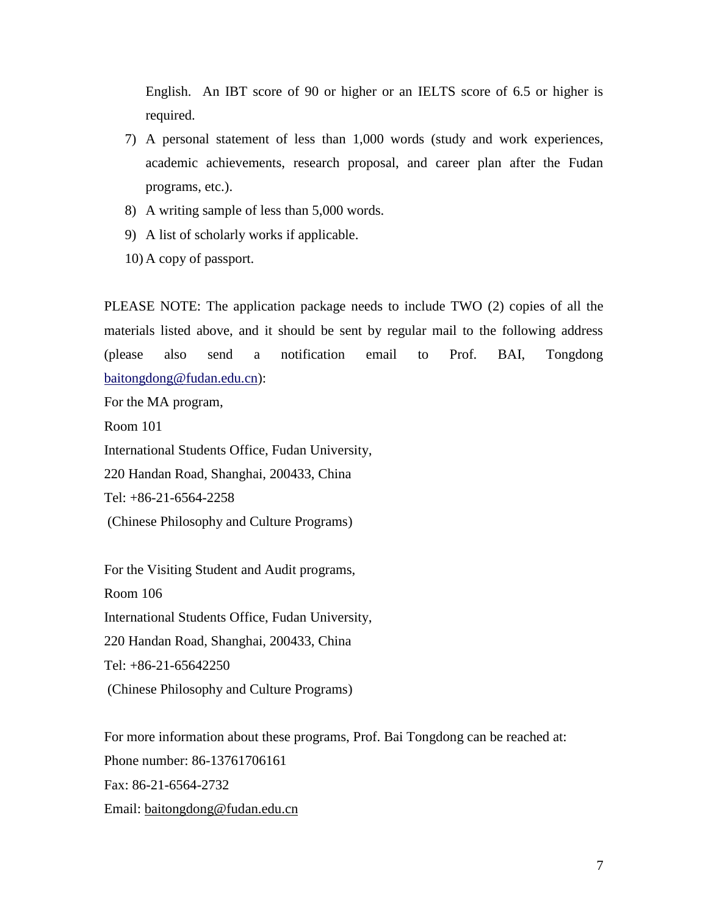English. An IBT score of 90 or higher or an IELTS score of 6.5 or higher is required.

7) A personal statement of less than 1,000 words (study and work experiences, academic achievements, research proposal, and career plan after the Fudan programs, etc.).
8) A writing sample of less than 5,000 words.
9) A list of scholarly works if applicable.
10) A copy of passport.

PLEASE NOTE: The application package needs to include TWO (2) copies of all the materials listed above, and it should be sent by regular mail to the following address (please also send a notification email to Prof. BAI, Tongdong baitongdong@fudan.edu.cn):

For the MA program,  
Room 101  
International Students Office, Fudan University,  
220 Handan Road, Shanghai, 200433, China  
Tel: +86-21-6564-2258  
(Chinese Philosophy and Culture Programs)

For the Visiting Student and Audit programs,  
Room 106  
International Students Office, Fudan University,  
220 Handan Road, Shanghai, 200433, China  
Tel: +86-21-65642250  
(Chinese Philosophy and Culture Programs)

For more information about these programs, Prof. Bai Tongdong can be reached at:  
Phone number: 86-13761706161  
Fax: 86-21-6564-2732  
Email: baitongdong@fudan.edu.cn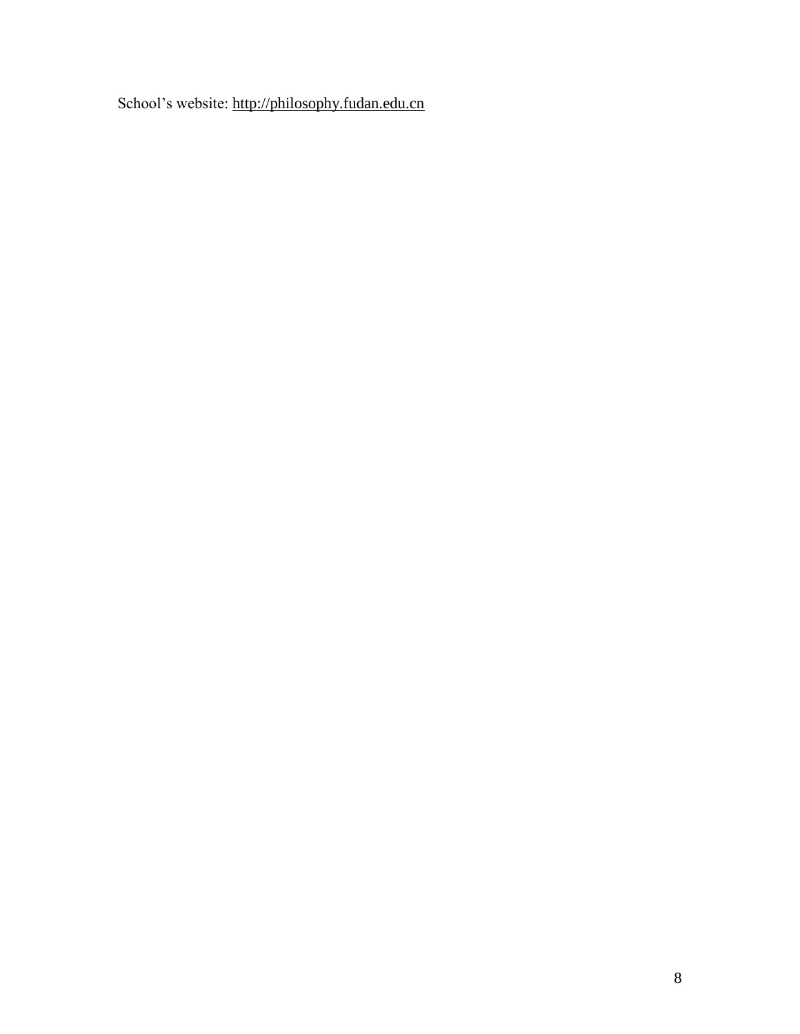School's website: http://philosophy.fudan.edu.cn